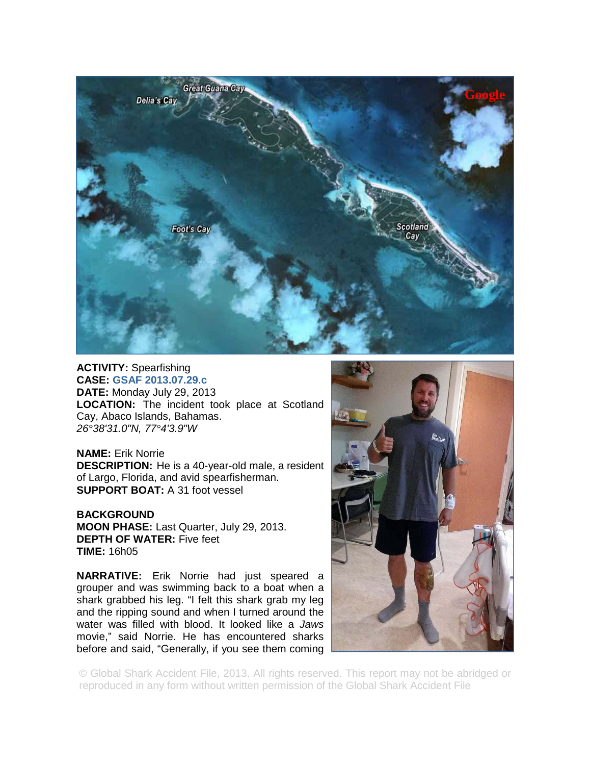**ACTIVITY:** Spearfishing
**CASE:** GSAF 2013.07.29.c
**DATE:** Monday July 29, 2013
**LOCATION:** The incident took place at Scotland Cay, Abaco Islands, Bahamas.
*26°38'31.0"N, 77°4'3.9"W*

**NAME:** Erik Norrie
**DESCRIPTION:** He is a 40-year-old male, a resident of Largo, Florida, and avid spearfisherman.
**SUPPORT BOAT:** A 31 foot vessel

**BACKGROUND**
**MOON PHASE:** Last Quarter, July 29, 2013.
**DEPTH OF WATER:** Five feet
**TIME:** 16h05

**NARRATIVE:** Erik Norrie had just speared a grouper and was swimming back to a boat when a shark grabbed his leg. "I felt this shark grab my leg and the ripping sound and when I turned around the water was filled with blood. It looked like a *Jaws* movie," said Norrie. He has encountered sharks before and said, "Generally, if you see them coming

© Global Shark Accident File, 2013. All rights reserved. This report may not be abridged or reproduced in any form without written permission of the Global Shark Accident File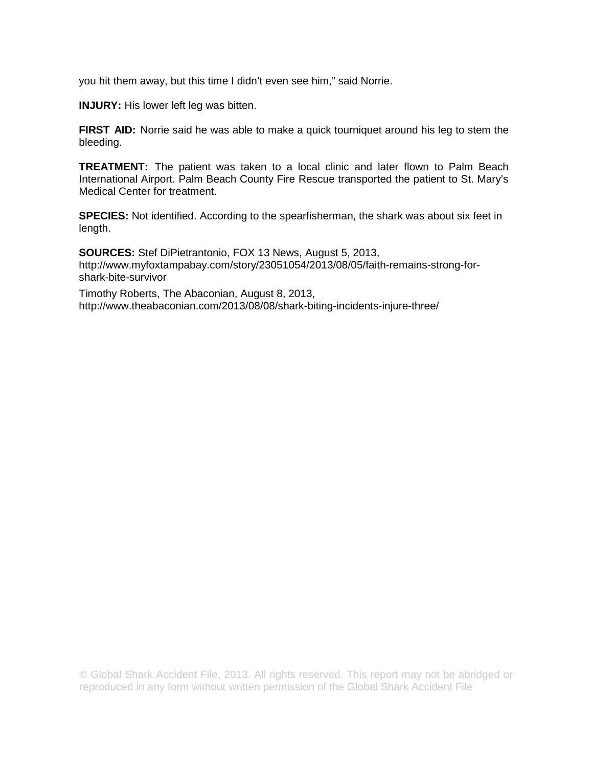you hit them away, but this time I didn't even see him," said Norrie.

**INJURY:** His lower left leg was bitten.

**FIRST AID:** Norrie said he was able to make a quick tourniquet around his leg to stem the bleeding.

**TREATMENT:** The patient was taken to a local clinic and later flown to Palm Beach International Airport. Palm Beach County Fire Rescue transported the patient to St. Mary's Medical Center for treatment.

**SPECIES:** Not identified. According to the spearfisherman, the shark was about six feet in length.

**SOURCES:** Stef DiPietrantonio, FOX 13 News, August 5, 2013, http://www.myfoxtampabay.com/story/23051054/2013/08/05/faith-remains-strong-for-shark-bite-survivor

Timothy Roberts, The Abaconian, August 8, 2013, http://www.theabaconian.com/2013/08/08/shark-biting-incidents-injure-three/

© Global Shark Accident File, 2013. All rights reserved. This report may not be abridged or reproduced in any form without written permission of the Global Shark Accident File